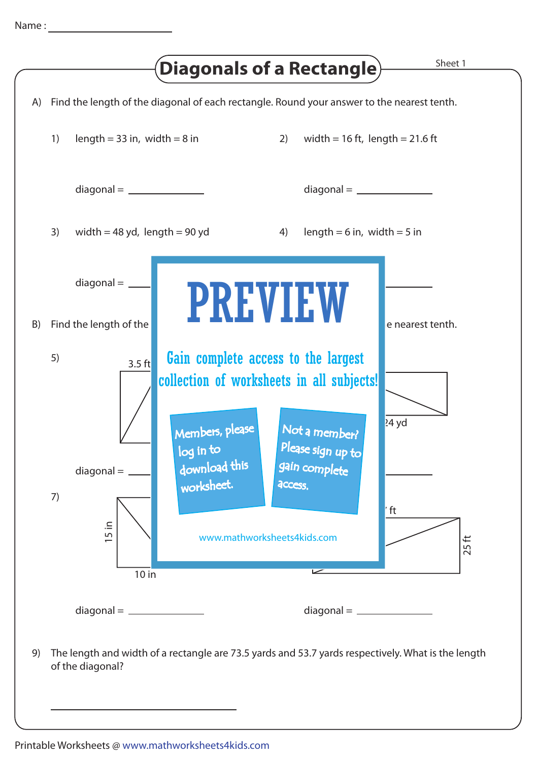Name : ____________________

# Diagonals of a Rectangle

Sheet 1

A) Find the length of the diagonal of each rectangle. Round your answer to the nearest tenth.

1) length = 33 in, width = 8 in

diagonal = ____________

2) width = 16 ft, length = 21.6 ft

diagonal = ____________

3) width = 48 yd, length = 90 yd

diagonal = ____________

4) length = 6 in, width = 5 in

____________

# PREVIEW

Gain complete access to the largest collection of worksheets in all subjects!

Members, please log in to download this worksheet.

Not a member? Please sign up to gain complete access.

www.mathworksheets4kids.com

B) Find the length of the ... e nearest tenth.

5) 3.5 ft

... 24 yd

diagonal = ____________

____________

7) 15 in, 10 in

... ft, 25 ft

diagonal = ____________

diagonal = ____________

9) The length and width of a rectangle are 73.5 yards and 53.7 yards respectively. What is the length of the diagonal?

____________________________

Printable Worksheets @ www.mathworksheets4kids.com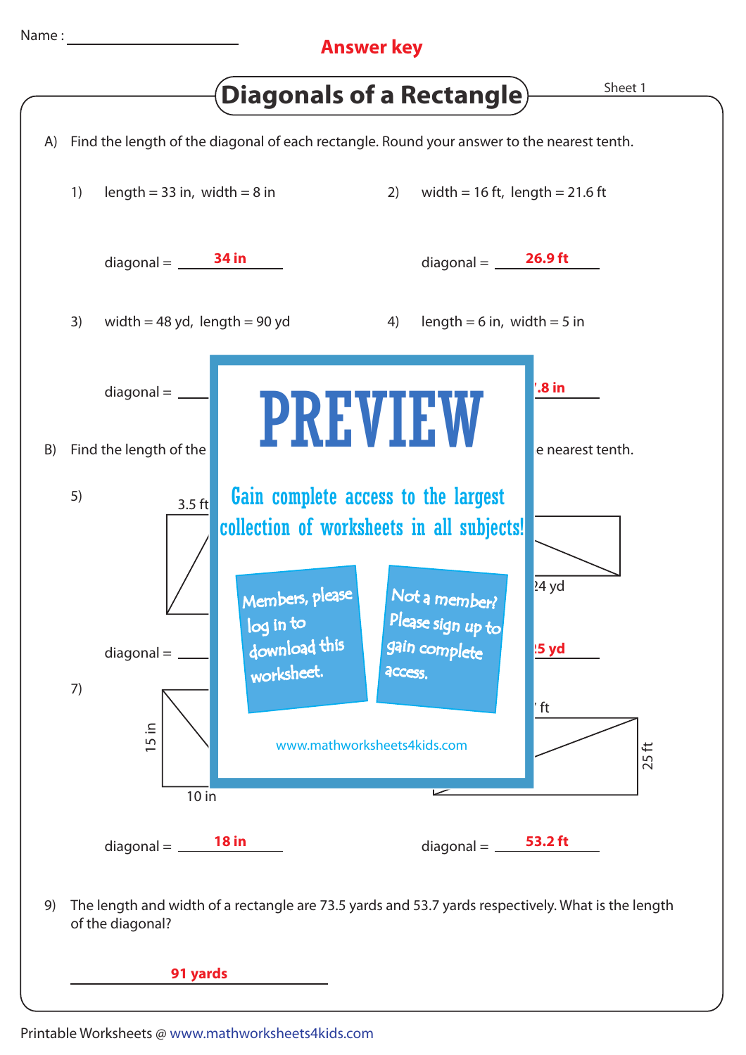Name : ________________

**Answer key**

# Diagonals of a Rectangle

Sheet 1

A) Find the length of the diagonal of each rectangle. Round your answer to the nearest tenth.

1) length = 33 in, width = 8 in

diagonal = **34 in**

2) width = 16 ft, length = 21.6 ft

diagonal = **26.9 ft**

3) width = 48 yd, length = 90 yd

diagonal = 

4) length = 6 in, width = 5 in

diagonal = **7.8 in**

PREVIEW

Gain complete access to the largest collection of worksheets in all subjects!

Members, please log in to download this worksheet.

Not a member? Please sign up to gain complete access.

www.mathworksheets4kids.com

B) Find the length of the ... e nearest tenth.

5)

3.5 ft

diagonal = 

6)

24 yd

diagonal = **25 yd**

7)

15 in

10 in

diagonal = **18 in**

8)

ft

25 ft

diagonal = **53.2 ft**

9) The length and width of a rectangle are 73.5 yards and 53.7 yards respectively. What is the length of the diagonal?

**91 yards**

Printable Worksheets @ www.mathworksheets4kids.com